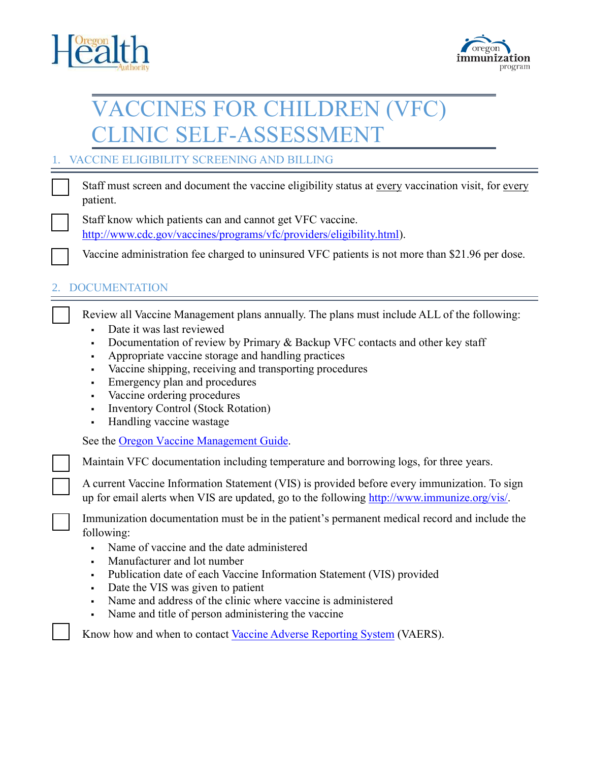# VACCINES FOR CHILDREN (VFC) CLINIC SELF-ASSESSMENT

## 1. VACCINE ELIGIBILITY SCREENING AND BILLING

- [ ] Staff must screen and document the vaccine eligibility status at every vaccination visit, for every patient.
- [ ] Staff know which patients can and cannot get VFC vaccine. http://www.cdc.gov/vaccines/programs/vfc/providers/eligibility.html).
- [ ] Vaccine administration fee charged to uninsured VFC patients is not more than $21.96 per dose.

## 2. DOCUMENTATION

- [ ] Review all Vaccine Management plans annually. The plans must include ALL of the following:
  - Date it was last reviewed
  - Documentation of review by Primary & Backup VFC contacts and other key staff
  - Appropriate vaccine storage and handling practices
  - Vaccine shipping, receiving and transporting procedures
  - Emergency plan and procedures
  - Vaccine ordering procedures
  - Inventory Control (Stock Rotation)
  - Handling vaccine wastage

  See the Oregon Vaccine Management Guide.
- [ ] Maintain VFC documentation including temperature and borrowing logs, for three years.
- [ ] A current Vaccine Information Statement (VIS) is provided before every immunization. To sign up for email alerts when VIS are updated, go to the following http://www.immunize.org/vis/.
- [ ] Immunization documentation must be in the patient's permanent medical record and include the following:
  - Name of vaccine and the date administered
  - Manufacturer and lot number
  - Publication date of each Vaccine Information Statement (VIS) provided
  - Date the VIS was given to patient
  - Name and address of the clinic where vaccine is administered
  - Name and title of person administering the vaccine
- [ ] Know how and when to contact Vaccine Adverse Reporting System (VAERS).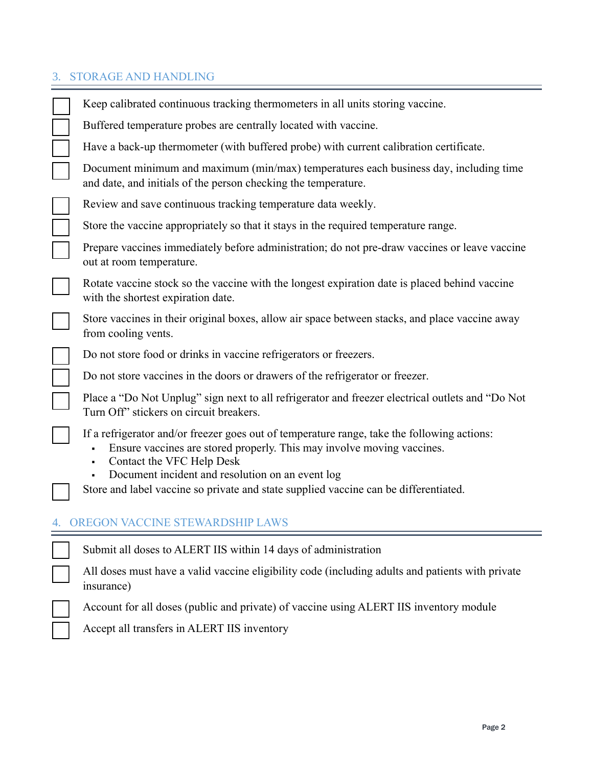## 3. STORAGE AND HANDLING

- [ ] Keep calibrated continuous tracking thermometers in all units storing vaccine.
- [ ] Buffered temperature probes are centrally located with vaccine.
- [ ] Have a back-up thermometer (with buffered probe) with current calibration certificate.
- [ ] Document minimum and maximum (min/max) temperatures each business day, including time and date, and initials of the person checking the temperature.
- [ ] Review and save continuous tracking temperature data weekly.
- [ ] Store the vaccine appropriately so that it stays in the required temperature range.
- [ ] Prepare vaccines immediately before administration; do not pre-draw vaccines or leave vaccine out at room temperature.
- [ ] Rotate vaccine stock so the vaccine with the longest expiration date is placed behind vaccine with the shortest expiration date.
- [ ] Store vaccines in their original boxes, allow air space between stacks, and place vaccine away from cooling vents.
- [ ] Do not store food or drinks in vaccine refrigerators or freezers.
- [ ] Do not store vaccines in the doors or drawers of the refrigerator or freezer.
- [ ] Place a "Do Not Unplug" sign next to all refrigerator and freezer electrical outlets and "Do Not Turn Off" stickers on circuit breakers.
- [ ] If a refrigerator and/or freezer goes out of temperature range, take the following actions:
  - Ensure vaccines are stored properly. This may involve moving vaccines.
  - Contact the VFC Help Desk
  - Document incident and resolution on an event log
- [ ] Store and label vaccine so private and state supplied vaccine can be differentiated.

## 4. OREGON VACCINE STEWARDSHIP LAWS

- [ ] Submit all doses to ALERT IIS within 14 days of administration
- [ ] All doses must have a valid vaccine eligibility code (including adults and patients with private insurance)
- [ ] Account for all doses (public and private) of vaccine using ALERT IIS inventory module
- [ ] Accept all transfers in ALERT IIS inventory